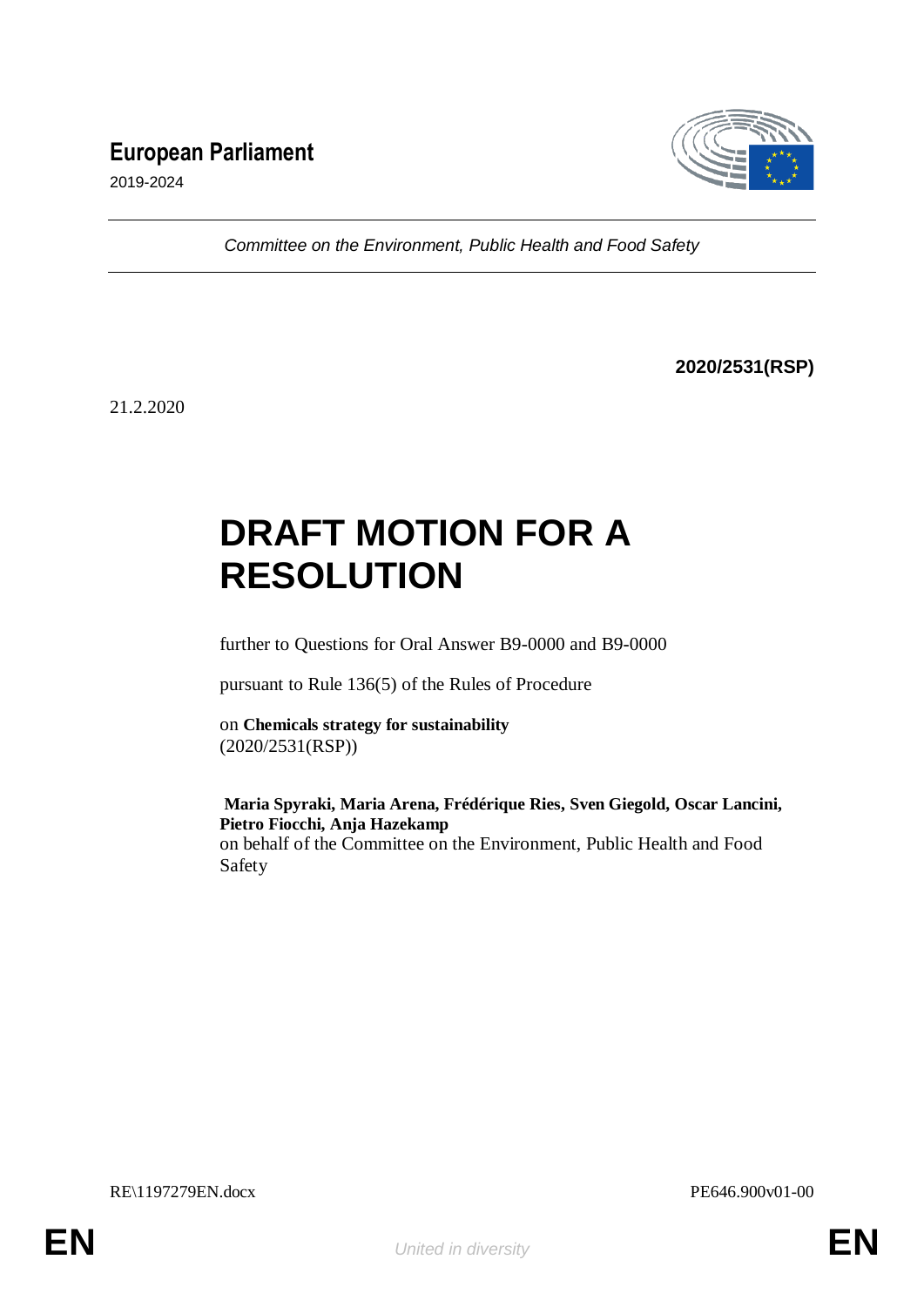# European Parliament

2019-2024

*Committee on the Environment, Public Health and Food Safety*

**2020/2531(RSP)**

21.2.2020

# DRAFT MOTION FOR A RESOLUTION

further to Questions for Oral Answer B9-0000 and B9-0000

pursuant to Rule 136(5) of the Rules of Procedure

on **Chemicals strategy for sustainability**
(2020/2531(RSP))

**Maria Spyraki, Maria Arena, Frédérique Ries, Sven Giegold, Oscar Lancini, Pietro Fiocchi, Anja Hazekamp**
on behalf of the Committee on the Environment, Public Health and Food Safety

RE\1197279EN.docx PE646.900v01-00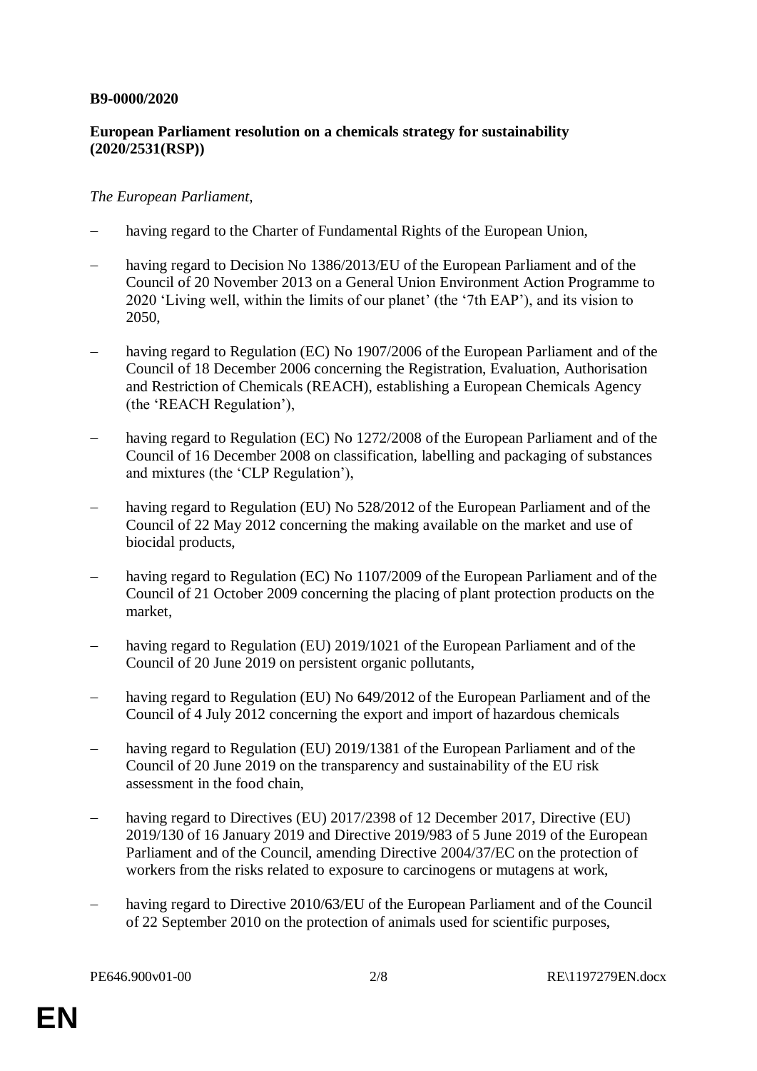**B9-0000/2020**

**European Parliament resolution on a chemicals strategy for sustainability (2020/2531(RSP))**

*The European Parliament*,

- having regard to the Charter of Fundamental Rights of the European Union,
- having regard to Decision No 1386/2013/EU of the European Parliament and of the Council of 20 November 2013 on a General Union Environment Action Programme to 2020 'Living well, within the limits of our planet' (the '7th EAP'), and its vision to 2050,
- having regard to Regulation (EC) No 1907/2006 of the European Parliament and of the Council of 18 December 2006 concerning the Registration, Evaluation, Authorisation and Restriction of Chemicals (REACH), establishing a European Chemicals Agency (the 'REACH Regulation'),
- having regard to Regulation (EC) No 1272/2008 of the European Parliament and of the Council of 16 December 2008 on classification, labelling and packaging of substances and mixtures (the 'CLP Regulation'),
- having regard to Regulation (EU) No 528/2012 of the European Parliament and of the Council of 22 May 2012 concerning the making available on the market and use of biocidal products,
- having regard to Regulation (EC) No 1107/2009 of the European Parliament and of the Council of 21 October 2009 concerning the placing of plant protection products on the market,
- having regard to Regulation (EU) 2019/1021 of the European Parliament and of the Council of 20 June 2019 on persistent organic pollutants,
- having regard to Regulation (EU) No 649/2012 of the European Parliament and of the Council of 4 July 2012 concerning the export and import of hazardous chemicals
- having regard to Regulation (EU) 2019/1381 of the European Parliament and of the Council of 20 June 2019 on the transparency and sustainability of the EU risk assessment in the food chain,
- having regard to Directives (EU) 2017/2398 of 12 December 2017, Directive (EU) 2019/130 of 16 January 2019 and Directive 2019/983 of 5 June 2019 of the European Parliament and of the Council, amending Directive 2004/37/EC on the protection of workers from the risks related to exposure to carcinogens or mutagens at work,
- having regard to Directive 2010/63/EU of the European Parliament and of the Council of 22 September 2010 on the protection of animals used for scientific purposes,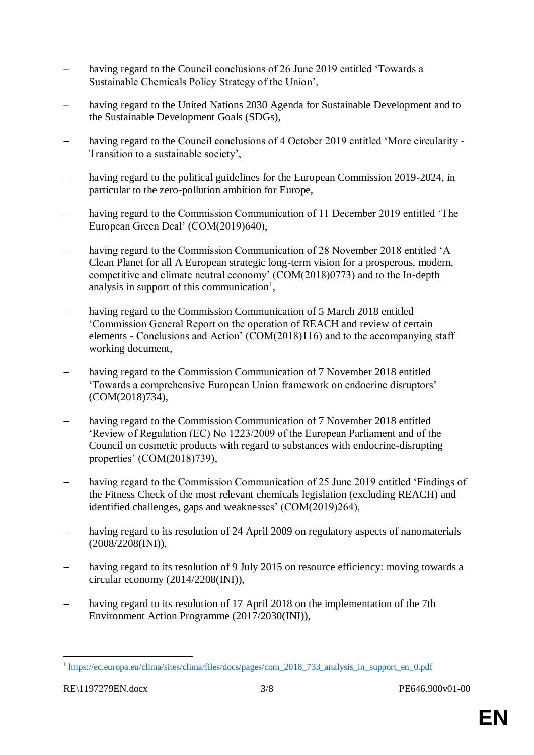– having regard to the Council conclusions of 26 June 2019 entitled 'Towards a Sustainable Chemicals Policy Strategy of the Union',

– having regard to the United Nations 2030 Agenda for Sustainable Development and to the Sustainable Development Goals (SDGs),

– having regard to the Council conclusions of 4 October 2019 entitled 'More circularity - Transition to a sustainable society',

– having regard to the political guidelines for the European Commission 2019-2024, in particular to the zero-pollution ambition for Europe,

– having regard to the Commission Communication of 11 December 2019 entitled 'The European Green Deal' (COM(2019)640),

– having regard to the Commission Communication of 28 November 2018 entitled 'A Clean Planet for all A European strategic long-term vision for a prosperous, modern, competitive and climate neutral economy' (COM(2018)0773) and to the In-depth analysis in support of this communication[1],

– having regard to the Commission Communication of 5 March 2018 entitled 'Commission General Report on the operation of REACH and review of certain elements - Conclusions and Action' (COM(2018)116) and to the accompanying staff working document,

– having regard to the Commission Communication of 7 November 2018 entitled 'Towards a comprehensive European Union framework on endocrine disruptors' (COM(2018)734),

– having regard to the Commission Communication of 7 November 2018 entitled 'Review of Regulation (EC) No 1223/2009 of the European Parliament and of the Council on cosmetic products with regard to substances with endocrine-disrupting properties' (COM(2018)739),

– having regard to the Commission Communication of 25 June 2019 entitled 'Findings of the Fitness Check of the most relevant chemicals legislation (excluding REACH) and identified challenges, gaps and weaknesses' (COM(2019)264),

– having regard to its resolution of 24 April 2009 on regulatory aspects of nanomaterials (2008/2208(INI)),

– having regard to its resolution of 9 July 2015 on resource efficiency: moving towards a circular economy (2014/2208(INI)),

– having regard to its resolution of 17 April 2018 on the implementation of the 7th Environment Action Programme (2017/2030(INI)),

---

[1] https://ec.europa.eu/clima/sites/clima/files/docs/pages/com_2018_733_analysis_in_support_en_0.pdf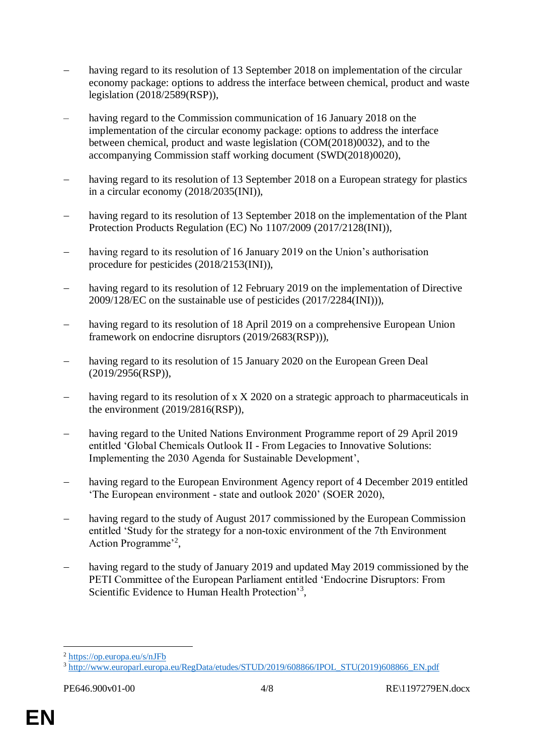- having regard to its resolution of 13 September 2018 on implementation of the circular economy package: options to address the interface between chemical, product and waste legislation (2018/2589(RSP)),

- having regard to the Commission communication of 16 January 2018 on the implementation of the circular economy package: options to address the interface between chemical, product and waste legislation (COM(2018)0032), and to the accompanying Commission staff working document (SWD(2018)0020),

- having regard to its resolution of 13 September 2018 on a European strategy for plastics in a circular economy (2018/2035(INI)),

- having regard to its resolution of 13 September 2018 on the implementation of the Plant Protection Products Regulation (EC) No 1107/2009 (2017/2128(INI)),

- having regard to its resolution of 16 January 2019 on the Union's authorisation procedure for pesticides (2018/2153(INI)),

- having regard to its resolution of 12 February 2019 on the implementation of Directive 2009/128/EC on the sustainable use of pesticides (2017/2284(INI))),

- having regard to its resolution of 18 April 2019 on a comprehensive European Union framework on endocrine disruptors (2019/2683(RSP))),

- having regard to its resolution of 15 January 2020 on the European Green Deal (2019/2956(RSP)),

- having regard to its resolution of x X 2020 on a strategic approach to pharmaceuticals in the environment (2019/2816(RSP)),

- having regard to the United Nations Environment Programme report of 29 April 2019 entitled 'Global Chemicals Outlook II - From Legacies to Innovative Solutions: Implementing the 2030 Agenda for Sustainable Development',

- having regard to the European Environment Agency report of 4 December 2019 entitled 'The European environment - state and outlook 2020' (SOER 2020),

- having regard to the study of August 2017 commissioned by the European Commission entitled 'Study for the strategy for a non-toxic environment of the 7th Environment Action Programme'[2],

- having regard to the study of January 2019 and updated May 2019 commissioned by the PETI Committee of the European Parliament entitled 'Endocrine Disruptors: From Scientific Evidence to Human Health Protection'[3],

---

[2] https://op.europa.eu/s/nJFb

[3] http://www.europarl.europa.eu/RegData/etudes/STUD/2019/608866/IPOL_STU(2019)608866_EN.pdf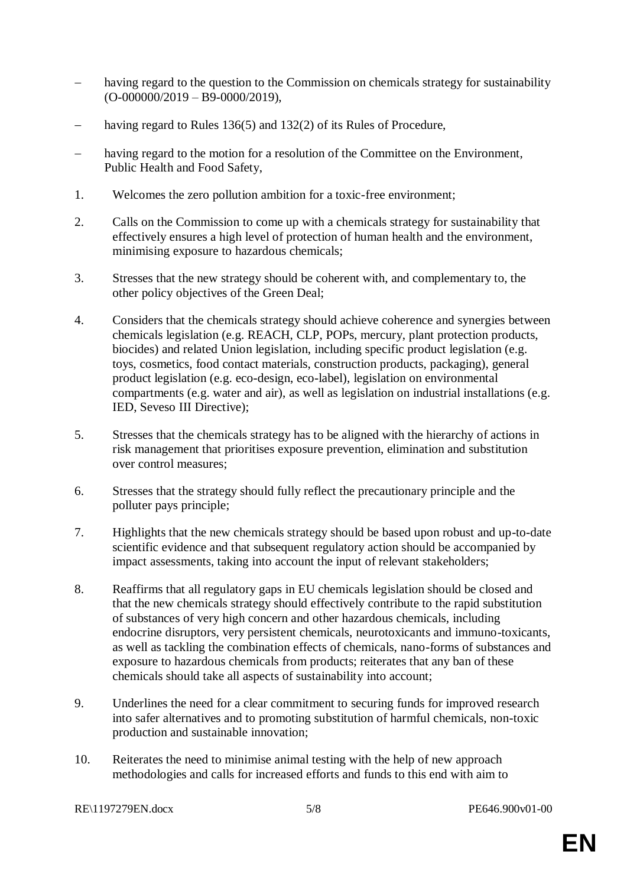– having regard to the question to the Commission on chemicals strategy for sustainability (O-000000/2019 – B9-0000/2019),

– having regard to Rules 136(5) and 132(2) of its Rules of Procedure,

– having regard to the motion for a resolution of the Committee on the Environment, Public Health and Food Safety,

1. Welcomes the zero pollution ambition for a toxic-free environment;

2. Calls on the Commission to come up with a chemicals strategy for sustainability that effectively ensures a high level of protection of human health and the environment, minimising exposure to hazardous chemicals;

3. Stresses that the new strategy should be coherent with, and complementary to, the other policy objectives of the Green Deal;

4. Considers that the chemicals strategy should achieve coherence and synergies between chemicals legislation (e.g. REACH, CLP, POPs, mercury, plant protection products, biocides) and related Union legislation, including specific product legislation (e.g. toys, cosmetics, food contact materials, construction products, packaging), general product legislation (e.g. eco-design, eco-label), legislation on environmental compartments (e.g. water and air), as well as legislation on industrial installations (e.g. IED, Seveso III Directive);

5. Stresses that the chemicals strategy has to be aligned with the hierarchy of actions in risk management that prioritises exposure prevention, elimination and substitution over control measures;

6. Stresses that the strategy should fully reflect the precautionary principle and the polluter pays principle;

7. Highlights that the new chemicals strategy should be based upon robust and up-to-date scientific evidence and that subsequent regulatory action should be accompanied by impact assessments, taking into account the input of relevant stakeholders;

8. Reaffirms that all regulatory gaps in EU chemicals legislation should be closed and that the new chemicals strategy should effectively contribute to the rapid substitution of substances of very high concern and other hazardous chemicals, including endocrine disruptors, very persistent chemicals, neurotoxicants and immuno-toxicants, as well as tackling the combination effects of chemicals, nano-forms of substances and exposure to hazardous chemicals from products; reiterates that any ban of these chemicals should take all aspects of sustainability into account;

9. Underlines the need for a clear commitment to securing funds for improved research into safer alternatives and to promoting substitution of harmful chemicals, non-toxic production and sustainable innovation;

10. Reiterates the need to minimise animal testing with the help of new approach methodologies and calls for increased efforts and funds to this end with aim to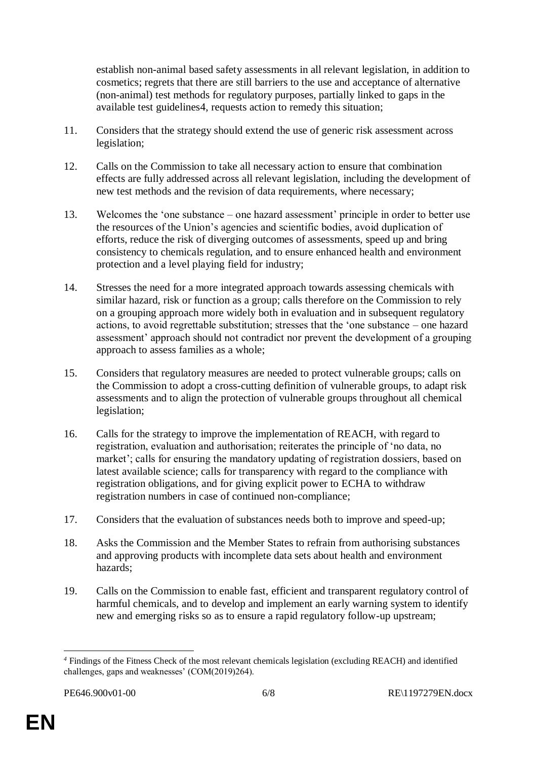establish non-animal based safety assessments in all relevant legislation, in addition to cosmetics; regrets that there are still barriers to the use and acceptance of alternative (non-animal) test methods for regulatory purposes, partially linked to gaps in the available test guidelines[4], requests action to remedy this situation;

11. Considers that the strategy should extend the use of generic risk assessment across legislation;

12. Calls on the Commission to take all necessary action to ensure that combination effects are fully addressed across all relevant legislation, including the development of new test methods and the revision of data requirements, where necessary;

13. Welcomes the 'one substance – one hazard assessment' principle in order to better use the resources of the Union's agencies and scientific bodies, avoid duplication of efforts, reduce the risk of diverging outcomes of assessments, speed up and bring consistency to chemicals regulation, and to ensure enhanced health and environment protection and a level playing field for industry;

14. Stresses the need for a more integrated approach towards assessing chemicals with similar hazard, risk or function as a group; calls therefore on the Commission to rely on a grouping approach more widely both in evaluation and in subsequent regulatory actions, to avoid regrettable substitution; stresses that the 'one substance – one hazard assessment' approach should not contradict nor prevent the development of a grouping approach to assess families as a whole;

15. Considers that regulatory measures are needed to protect vulnerable groups; calls on the Commission to adopt a cross-cutting definition of vulnerable groups, to adapt risk assessments and to align the protection of vulnerable groups throughout all chemical legislation;

16. Calls for the strategy to improve the implementation of REACH, with regard to registration, evaluation and authorisation; reiterates the principle of 'no data, no market'; calls for ensuring the mandatory updating of registration dossiers, based on latest available science; calls for transparency with regard to the compliance with registration obligations, and for giving explicit power to ECHA to withdraw registration numbers in case of continued non-compliance;

17. Considers that the evaluation of substances needs both to improve and speed-up;

18. Asks the Commission and the Member States to refrain from authorising substances and approving products with incomplete data sets about health and environment hazards;

19. Calls on the Commission to enable fast, efficient and transparent regulatory control of harmful chemicals, and to develop and implement an early warning system to identify new and emerging risks so as to ensure a rapid regulatory follow-up upstream;

---

[4] Findings of the Fitness Check of the most relevant chemicals legislation (excluding REACH) and identified challenges, gaps and weaknesses' (COM(2019)264).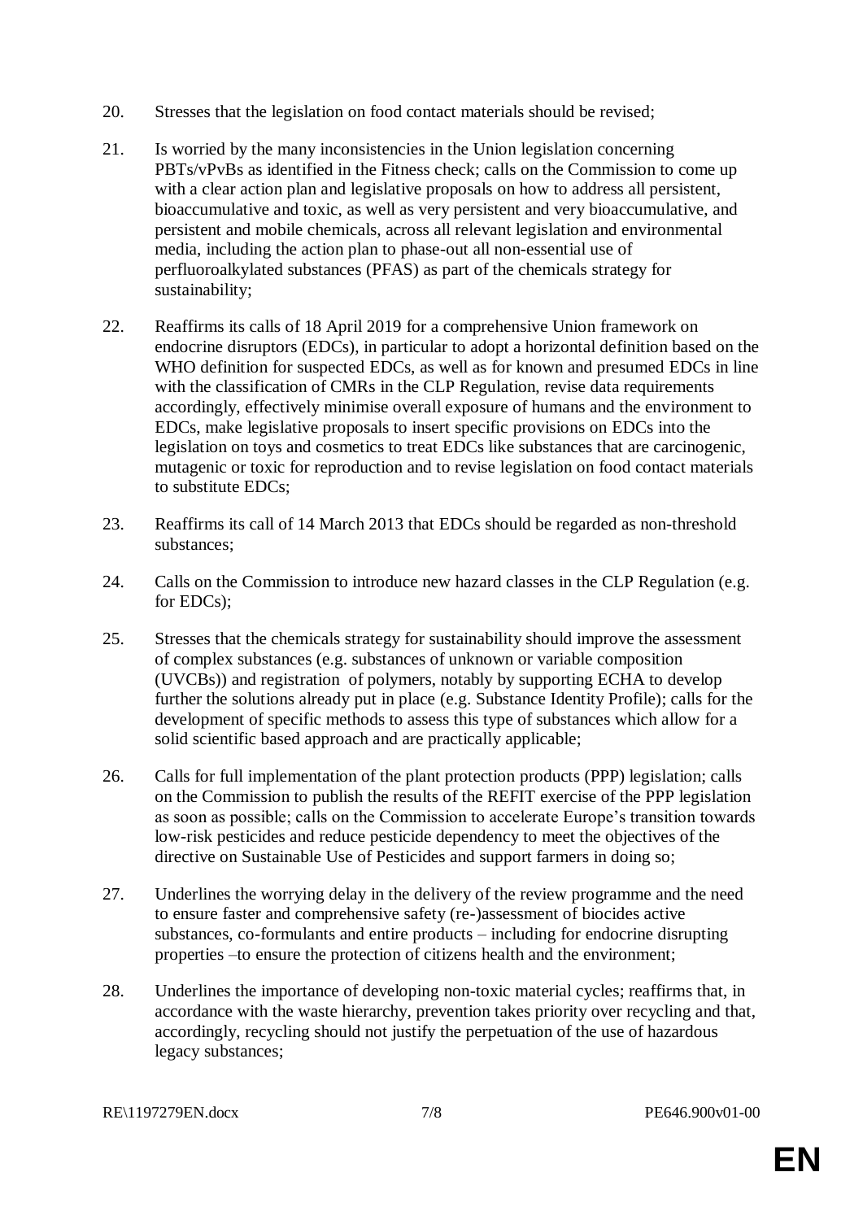20. Stresses that the legislation on food contact materials should be revised;

21. Is worried by the many inconsistencies in the Union legislation concerning PBTs/vPvBs as identified in the Fitness check; calls on the Commission to come up with a clear action plan and legislative proposals on how to address all persistent, bioaccumulative and toxic, as well as very persistent and very bioaccumulative, and persistent and mobile chemicals, across all relevant legislation and environmental media, including the action plan to phase-out all non-essential use of perfluoroalkylated substances (PFAS) as part of the chemicals strategy for sustainability;

22. Reaffirms its calls of 18 April 2019 for a comprehensive Union framework on endocrine disruptors (EDCs), in particular to adopt a horizontal definition based on the WHO definition for suspected EDCs, as well as for known and presumed EDCs in line with the classification of CMRs in the CLP Regulation, revise data requirements accordingly, effectively minimise overall exposure of humans and the environment to EDCs, make legislative proposals to insert specific provisions on EDCs into the legislation on toys and cosmetics to treat EDCs like substances that are carcinogenic, mutagenic or toxic for reproduction and to revise legislation on food contact materials to substitute EDCs;

23. Reaffirms its call of 14 March 2013 that EDCs should be regarded as non-threshold substances;

24. Calls on the Commission to introduce new hazard classes in the CLP Regulation (e.g. for EDCs);

25. Stresses that the chemicals strategy for sustainability should improve the assessment of complex substances (e.g. substances of unknown or variable composition (UVCBs)) and registration of polymers, notably by supporting ECHA to develop further the solutions already put in place (e.g. Substance Identity Profile); calls for the development of specific methods to assess this type of substances which allow for a solid scientific based approach and are practically applicable;

26. Calls for full implementation of the plant protection products (PPP) legislation; calls on the Commission to publish the results of the REFIT exercise of the PPP legislation as soon as possible; calls on the Commission to accelerate Europe's transition towards low-risk pesticides and reduce pesticide dependency to meet the objectives of the directive on Sustainable Use of Pesticides and support farmers in doing so;

27. Underlines the worrying delay in the delivery of the review programme and the need to ensure faster and comprehensive safety (re-)assessment of biocides active substances, co-formulants and entire products – including for endocrine disrupting properties –to ensure the protection of citizens health and the environment;

28. Underlines the importance of developing non-toxic material cycles; reaffirms that, in accordance with the waste hierarchy, prevention takes priority over recycling and that, accordingly, recycling should not justify the perpetuation of the use of hazardous legacy substances;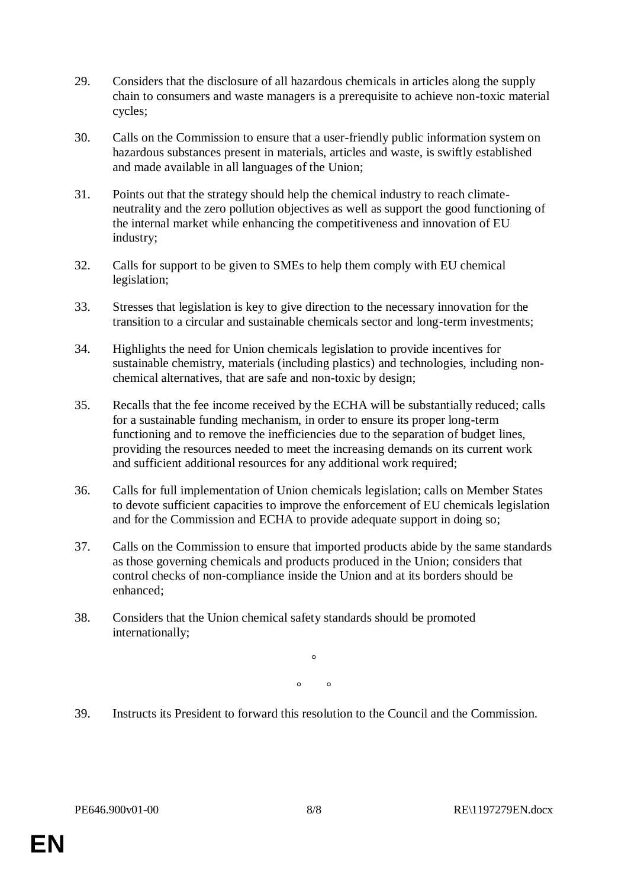29. Considers that the disclosure of all hazardous chemicals in articles along the supply chain to consumers and waste managers is a prerequisite to achieve non-toxic material cycles;

30. Calls on the Commission to ensure that a user-friendly public information system on hazardous substances present in materials, articles and waste, is swiftly established and made available in all languages of the Union;

31. Points out that the strategy should help the chemical industry to reach climate-neutrality and the zero pollution objectives as well as support the good functioning of the internal market while enhancing the competitiveness and innovation of EU industry;

32. Calls for support to be given to SMEs to help them comply with EU chemical legislation;

33. Stresses that legislation is key to give direction to the necessary innovation for the transition to a circular and sustainable chemicals sector and long-term investments;

34. Highlights the need for Union chemicals legislation to provide incentives for sustainable chemistry, materials (including plastics) and technologies, including non-chemical alternatives, that are safe and non-toxic by design;

35. Recalls that the fee income received by the ECHA will be substantially reduced; calls for a sustainable funding mechanism, in order to ensure its proper long-term functioning and to remove the inefficiencies due to the separation of budget lines, providing the resources needed to meet the increasing demands on its current work and sufficient additional resources for any additional work required;

36. Calls for full implementation of Union chemicals legislation; calls on Member States to devote sufficient capacities to improve the enforcement of EU chemicals legislation and for the Commission and ECHA to provide adequate support in doing so;

37. Calls on the Commission to ensure that imported products abide by the same standards as those governing chemicals and products produced in the Union; considers that control checks of non-compliance inside the Union and at its borders should be enhanced;

38. Considers that the Union chemical safety standards should be promoted internationally;

°

° °

39. Instructs its President to forward this resolution to the Council and the Commission.